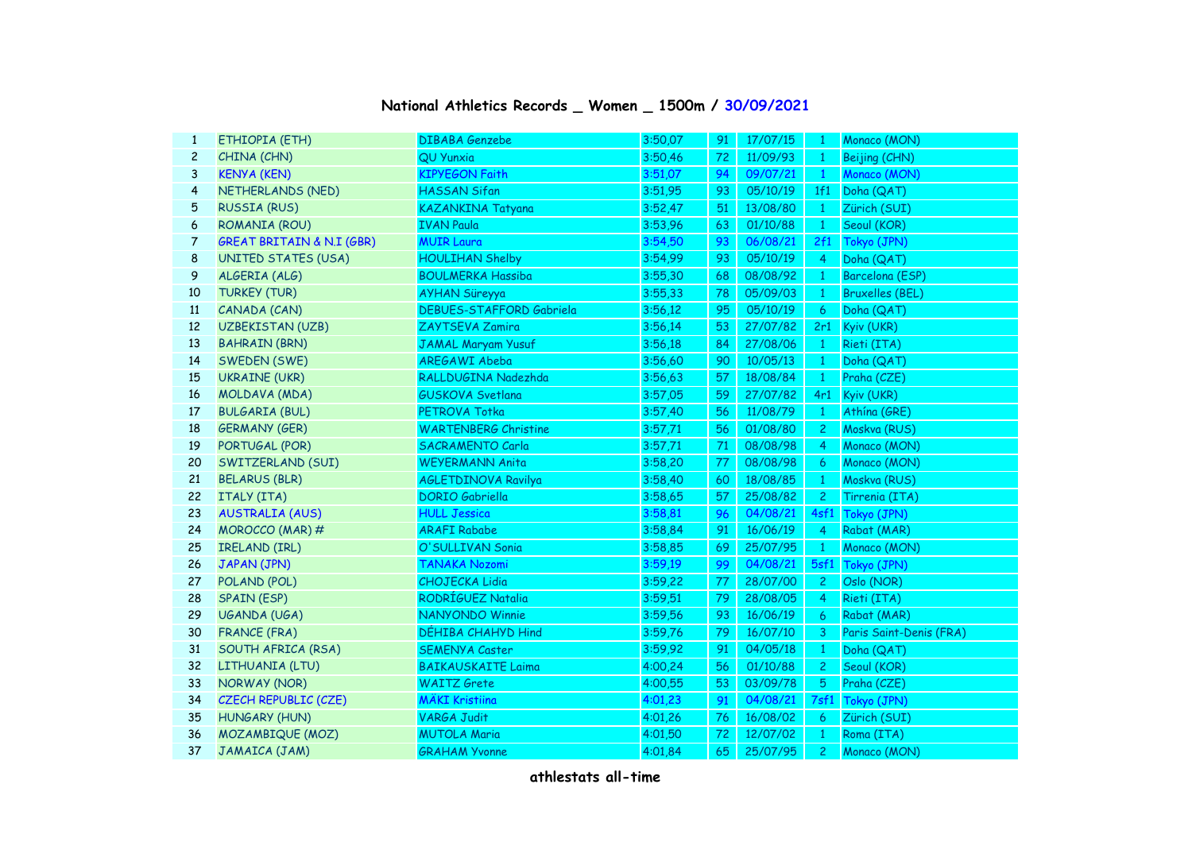# National Athletics Records _ Women _ 1500m / 30/09/2021

| | | | | | | | |
|---|---|---|---|---|---|---|---|
| 1 | ETHIOPIA (ETH) | DIBABA Genzebe | 3:50,07 | 91 | 17/07/15 | 1 | Monaco (MON) |
| 2 | CHINA (CHN) | QU Yunxia | 3:50,46 | 72 | 11/09/93 | 1 | Beijing (CHN) |
| 3 | KENYA (KEN) | KIPYEGON Faith | 3:51,07 | 94 | 09/07/21 | 1 | Monaco (MON) |
| 4 | NETHERLANDS (NED) | HASSAN Sifan | 3:51,95 | 93 | 05/10/19 | 1f1 | Doha (QAT) |
| 5 | RUSSIA (RUS) | KAZANKINA Tatyana | 3:52,47 | 51 | 13/08/80 | 1 | Zürich (SUI) |
| 6 | ROMANIA (ROU) | IVAN Paula | 3:53,96 | 63 | 01/10/88 | 1 | Seoul (KOR) |
| 7 | GREAT BRITAIN & N.I (GBR) | MUIR Laura | 3:54,50 | 93 | 06/08/21 | 2f1 | Tokyo (JPN) |
| 8 | UNITED STATES (USA) | HOULIHAN Shelby | 3:54,99 | 93 | 05/10/19 | 4 | Doha (QAT) |
| 9 | ALGERIA (ALG) | BOULMERKA Hassiba | 3:55,30 | 68 | 08/08/92 | 1 | Barcelona (ESP) |
| 10 | TURKEY (TUR) | AYHAN Süreyya | 3:55,33 | 78 | 05/09/03 | 1 | Bruxelles (BEL) |
| 11 | CANADA (CAN) | DEBUES-STAFFORD Gabriela | 3:56,12 | 95 | 05/10/19 | 6 | Doha (QAT) |
| 12 | UZBEKISTAN (UZB) | ZAYTSEVA Zamira | 3:56,14 | 53 | 27/07/82 | 2r1 | Kyiv (UKR) |
| 13 | BAHRAIN (BRN) | JAMAL Maryam Yusuf | 3:56,18 | 84 | 27/08/06 | 1 | Rieti (ITA) |
| 14 | SWEDEN (SWE) | AREGAWI Abeba | 3:56,60 | 90 | 10/05/13 | 1 | Doha (QAT) |
| 15 | UKRAINE (UKR) | RALLDUGINA Nadezhda | 3:56,63 | 57 | 18/08/84 | 1 | Praha (CZE) |
| 16 | MOLDAVA (MDA) | GUSKOVA Svetlana | 3:57,05 | 59 | 27/07/82 | 4r1 | Kyiv (UKR) |
| 17 | BULGARIA (BUL) | PETROVA Totka | 3:57,40 | 56 | 11/08/79 | 1 | Athína (GRE) |
| 18 | GERMANY (GER) | WARTENBERG Christine | 3:57,71 | 56 | 01/08/80 | 2 | Moskva (RUS) |
| 19 | PORTUGAL (POR) | SACRAMENTO Carla | 3:57,71 | 71 | 08/08/98 | 4 | Monaco (MON) |
| 20 | SWITZERLAND (SUI) | WEYERMANN Anita | 3:58,20 | 77 | 08/08/98 | 6 | Monaco (MON) |
| 21 | BELARUS (BLR) | AGLETDINOVA Ravilya | 3:58,40 | 60 | 18/08/85 | 1 | Moskva (RUS) |
| 22 | ITALY (ITA) | DORIO Gabriella | 3:58,65 | 57 | 25/08/82 | 2 | Tirrenia (ITA) |
| 23 | AUSTRALIA (AUS) | HULL Jessica | 3:58,81 | 96 | 04/08/21 | 4sf1 | Tokyo (JPN) |
| 24 | MOROCCO (MAR) # | ARAFI Rababe | 3:58,84 | 91 | 16/06/19 | 4 | Rabat (MAR) |
| 25 | IRELAND (IRL) | O'SULLIVAN Sonia | 3:58,85 | 69 | 25/07/95 | 1 | Monaco (MON) |
| 26 | JAPAN (JPN) | TANAKA Nozomi | 3:59,19 | 99 | 04/08/21 | 5sf1 | Tokyo (JPN) |
| 27 | POLAND (POL) | CHOJECKA Lidia | 3:59,22 | 77 | 28/07/00 | 2 | Oslo (NOR) |
| 28 | SPAIN (ESP) | RODRÍGUEZ Natalia | 3:59,51 | 79 | 28/08/05 | 4 | Rieti (ITA) |
| 29 | UGANDA (UGA) | NANYONDO Winnie | 3:59,56 | 93 | 16/06/19 | 6 | Rabat (MAR) |
| 30 | FRANCE (FRA) | DÉHIBA CHAHYD Hind | 3:59,76 | 79 | 16/07/10 | 3 | Paris Saint-Denis (FRA) |
| 31 | SOUTH AFRICA (RSA) | SEMENYA Caster | 3:59,92 | 91 | 04/05/18 | 1 | Doha (QAT) |
| 32 | LITHUANIA (LTU) | BAIKAUSKAITE Laima | 4:00,24 | 56 | 01/10/88 | 2 | Seoul (KOR) |
| 33 | NORWAY (NOR) | WAITZ Grete | 4:00,55 | 53 | 03/09/78 | 5 | Praha (CZE) |
| 34 | CZECH REPUBLIC (CZE) | MÄKI Kristiina | 4:01,23 | 91 | 04/08/21 | 7sf1 | Tokyo (JPN) |
| 35 | HUNGARY (HUN) | VARGA Judit | 4:01,26 | 76 | 16/08/02 | 6 | Zürich (SUI) |
| 36 | MOZAMBIQUE (MOZ) | MUTOLA Maria | 4:01,50 | 72 | 12/07/02 | 1 | Roma (ITA) |
| 37 | JAMAICA (JAM) | GRAHAM Yvonne | 4:01,84 | 65 | 25/07/95 | 2 | Monaco (MON) |

**athlestats all-time**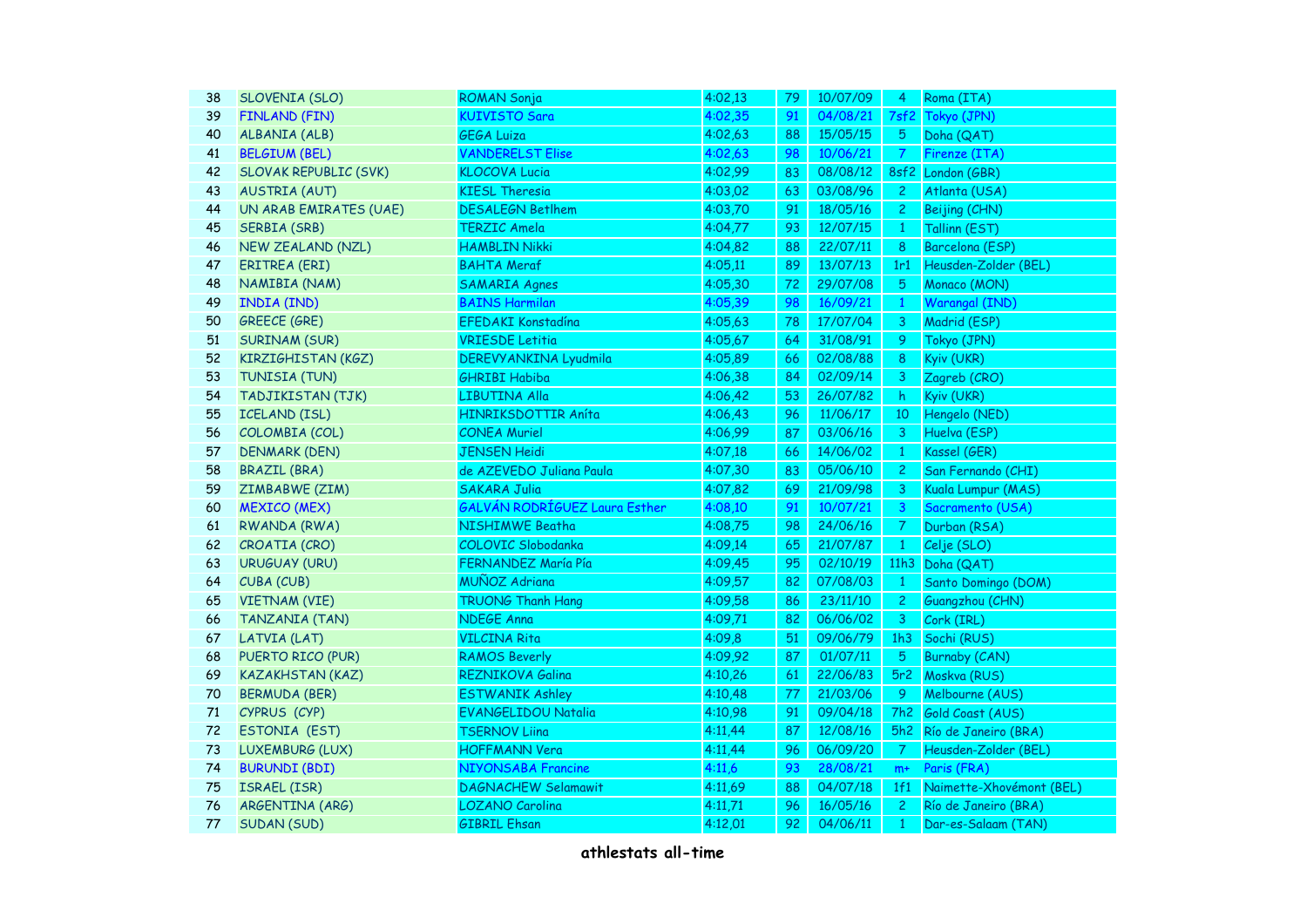| 38 | SLOVENIA (SLO) | ROMAN Sonja | 4:02,13 | 79 | 10/07/09 | 4 | Roma (ITA) |
|---|---|---|---|---|---|---|---|
| 39 | FINLAND (FIN) | KUIVISTO Sara | 4:02,35 | 91 | 04/08/21 | 7sf2 | Tokyo (JPN) |
| 40 | ALBANIA (ALB) | GEGA Luiza | 4:02,63 | 88 | 15/05/15 | 5 | Doha (QAT) |
| 41 | BELGIUM (BEL) | VANDERELST Elise | 4:02,63 | 98 | 10/06/21 | 7 | Firenze (ITA) |
| 42 | SLOVAK REPUBLIC (SVK) | KLOCOVA Lucia | 4:02,99 | 83 | 08/08/12 | 8sf2 | London (GBR) |
| 43 | AUSTRIA (AUT) | KIESL Theresia | 4:03,02 | 63 | 03/08/96 | 2 | Atlanta (USA) |
| 44 | UN ARAB EMIRATES (UAE) | DESALEGN Betlhem | 4:03,70 | 91 | 18/05/16 | 2 | Beijing (CHN) |
| 45 | SERBIA (SRB) | TERZIC Amela | 4:04,77 | 93 | 12/07/15 | 1 | Tallinn (EST) |
| 46 | NEW ZEALAND (NZL) | HAMBLIN Nikki | 4:04,82 | 88 | 22/07/11 | 8 | Barcelona (ESP) |
| 47 | ERITREA (ERI) | BAHTA Meraf | 4:05,11 | 89 | 13/07/13 | 1r1 | Heusden-Zolder (BEL) |
| 48 | NAMIBIA (NAM) | SAMARIA Agnes | 4:05,30 | 72 | 29/07/08 | 5 | Monaco (MON) |
| 49 | INDIA (IND) | BAINS Harmilan | 4:05,39 | 98 | 16/09/21 | 1 | Warangal (IND) |
| 50 | GREECE (GRE) | EFEDAKI Konstadína | 4:05,63 | 78 | 17/07/04 | 3 | Madrid (ESP) |
| 51 | SURINAM (SUR) | VRIESDE Letitia | 4:05,67 | 64 | 31/08/91 | 9 | Tokyo (JPN) |
| 52 | KIRZIGHISTAN (KGZ) | DEREVYANKINA Lyudmila | 4:05,89 | 66 | 02/08/88 | 8 | Kyiv (UKR) |
| 53 | TUNISIA (TUN) | GHRIBI Habiba | 4:06,38 | 84 | 02/09/14 | 3 | Zagreb (CRO) |
| 54 | TADJIKISTAN (TJK) | LIBUTINA Alla | 4:06,42 | 53 | 26/07/82 | h | Kyiv (UKR) |
| 55 | ICELAND (ISL) | HINRIKSDOTTIR Aníta | 4:06,43 | 96 | 11/06/17 | 10 | Hengelo (NED) |
| 56 | COLOMBIA (COL) | CONEA Muriel | 4:06,99 | 87 | 03/06/16 | 3 | Huelva (ESP) |
| 57 | DENMARK (DEN) | JENSEN Heidi | 4:07,18 | 66 | 14/06/02 | 1 | Kassel (GER) |
| 58 | BRAZIL (BRA) | de AZEVEDO Juliana Paula | 4:07,30 | 83 | 05/06/10 | 2 | San Fernando (CHI) |
| 59 | ZIMBABWE (ZIM) | SAKARA Julia | 4:07,82 | 69 | 21/09/98 | 3 | Kuala Lumpur (MAS) |
| 60 | MEXICO (MEX) | GALVÁN RODRÍGUEZ Laura Esther | 4:08,10 | 91 | 10/07/21 | 3 | Sacramento (USA) |
| 61 | RWANDA (RWA) | NISHIMWE Beatha | 4:08,75 | 98 | 24/06/16 | 7 | Durban (RSA) |
| 62 | CROATIA (CRO) | COLOVIC Slobodanka | 4:09,14 | 65 | 21/07/87 | 1 | Celje (SLO) |
| 63 | URUGUAY (URU) | FERNANDEZ María Pía | 4:09,45 | 95 | 02/10/19 | 11h3 | Doha (QAT) |
| 64 | CUBA (CUB) | MUÑOZ Adriana | 4:09,57 | 82 | 07/08/03 | 1 | Santo Domingo (DOM) |
| 65 | VIETNAM (VIE) | TRUONG Thanh Hang | 4:09,58 | 86 | 23/11/10 | 2 | Guangzhou (CHN) |
| 66 | TANZANIA (TAN) | NDEGE Anna | 4:09,71 | 82 | 06/06/02 | 3 | Cork (IRL) |
| 67 | LATVIA (LAT) | VILCINA Rita | 4:09,8 | 51 | 09/06/79 | 1h3 | Sochi (RUS) |
| 68 | PUERTO RICO (PUR) | RAMOS Beverly | 4:09,92 | 87 | 01/07/11 | 5 | Burnaby (CAN) |
| 69 | KAZAKHSTAN (KAZ) | REZNIKOVA Galina | 4:10,26 | 61 | 22/06/83 | 5r2 | Moskva (RUS) |
| 70 | BERMUDA (BER) | ESTWANIK Ashley | 4:10,48 | 77 | 21/03/06 | 9 | Melbourne (AUS) |
| 71 | CYPRUS (CYP) | EVANGELIDOU Natalia | 4:10,98 | 91 | 09/04/18 | 7h2 | Gold Coast (AUS) |
| 72 | ESTONIA (EST) | TSERNOV Liina | 4:11,44 | 87 | 12/08/16 | 5h2 | Río de Janeiro (BRA) |
| 73 | LUXEMBURG (LUX) | HOFFMANN Vera | 4:11,44 | 96 | 06/09/20 | 7 | Heusden-Zolder (BEL) |
| 74 | BURUNDI (BDI) | NIYONSABA Francine | 4:11,6 | 93 | 28/08/21 | m+ | Paris (FRA) |
| 75 | ISRAEL (ISR) | DAGNACHEW Selamawit | 4:11,69 | 88 | 04/07/18 | 1f1 | Naimette-Xhovémont (BEL) |
| 76 | ARGENTINA (ARG) | LOZANO Carolina | 4:11,71 | 96 | 16/05/16 | 2 | Río de Janeiro (BRA) |
| 77 | SUDAN (SUD) | GIBRIL Ehsan | 4:12,01 | 92 | 04/06/11 | 1 | Dar-es-Salaam (TAN) |

**athlestats all-time**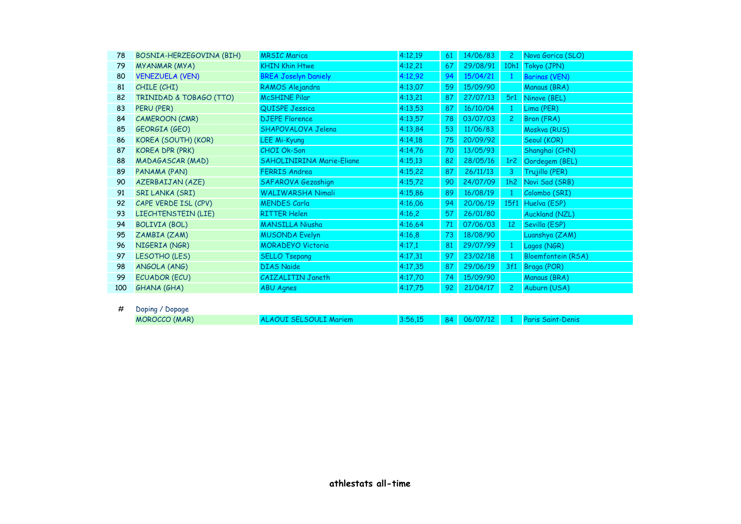| | | | | | | | |
|---|---|---|---|---|---|---|---|
| 78 | BOSNIA-HERZEGOVINA (BIH) | MRSIC Marica | 4:12,19 | 61 | 14/06/83 | 2 | Nova Gorica (SLO) |
| 79 | MYANMAR (MYA) | KHIN Khin Htwe | 4:12,21 | 67 | 29/08/91 | 10h1 | Tokyo (JPN) |
| 80 | VENEZUELA (VEN) | BREA Joselyn Daniely | 4:12,92 | 94 | 15/04/21 | 1 | Barinas (VEN) |
| 81 | CHILE (CHI) | RAMOS Alejandra | 4:13,07 | 59 | 15/09/90 | | Manaus (BRA) |
| 82 | TRINIDAD & TOBAGO (TTO) | McSHINE Pilar | 4:13,21 | 87 | 27/07/13 | 5r1 | Ninove (BEL) |
| 83 | PERU (PER) | QUISPE Jessica | 4:13,53 | 87 | 16/10/04 | 1 | Lima (PER) |
| 84 | CAMEROON (CMR) | DJEPE Florence | 4:13,57 | 78 | 03/07/03 | 2 | Bron (FRA) |
| 85 | GEORGIA (GEO) | SHAPOVALOVA Jelena | 4:13,84 | 53 | 11/06/83 | | Moskva (RUS) |
| 86 | KOREA (SOUTH) (KOR) | LEE Mi-Kyung | 4:14,18 | 75 | 20/09/92 | | Seoul (KOR) |
| 87 | KOREA DPR (PRK) | CHOI Ok-Son | 4:14,76 | 70 | 13/05/93 | | Shanghai (CHN) |
| 88 | MADAGASCAR (MAD) | SAHOLINIRINA Marie-Eliane | 4:15,13 | 82 | 28/05/16 | 1r2 | Oordegem (BEL) |
| 89 | PANAMA (PAN) | FERRIS Andrea | 4:15,22 | 87 | 26/11/13 | 3 | Trujillo (PER) |
| 90 | AZERBAIJAN (AZE) | SAFAROVA Gezashign | 4:15,72 | 90 | 24/07/09 | 1h2 | Novi Sad (SRB) |
| 91 | SRI LANKA (SRI) | WALIWARSHA Nimali | 4:15,86 | 89 | 16/08/19 | 1 | Colombo (SRI) |
| 92 | CAPE VERDE ISL (CPV) | MENDES Carla | 4:16,06 | 94 | 20/06/19 | 15f1 | Huelva (ESP) |
| 93 | LIECHTENSTEIN (LIE) | RITTER Helen | 4:16,2 | 57 | 26/01/80 | | Auckland (NZL) |
| 94 | BOLIVIA (BOL) | MANSILLA Niusha | 4:16,64 | 71 | 07/06/03 | 12 | Sevilla (ESP) |
| 95 | ZAMBIA (ZAM) | MUSONDA Evelyn | 4:16,8 | 73 | 18/08/90 | | Luanshya (ZAM) |
| 96 | NIGERIA (NGR) | MORADEYO Victoria | 4:17,1 | 81 | 29/07/99 | 1 | Lagos (NGR) |
| 97 | LESOTHO (LES) | SELLO Tsepang | 4:17,31 | 97 | 23/02/18 | 1 | Bloemfontein (RSA) |
| 98 | ANGOLA (ANG) | DIAS Naide | 4:17,35 | 87 | 29/06/19 | 3f1 | Braga (POR) |
| 99 | ECUADOR (ECU) | CAIZALITIN Janeth | 4:17,70 | 74 | 15/09/90 | | Manaus (BRA) |
| 100 | GHANA (GHA) | ABU Agnes | 4:17,75 | 92 | 21/04/17 | 2 | Auburn (USA) |

| # | Doping / Dopage | | | | | | |
|---|---|---|---|---|---|---|---|
| | MOROCCO (MAR) | ALAOUI SELSOULI Mariem | 3:56,15 | 84 | 06/07/12 | 1 | Paris Saint-Denis |